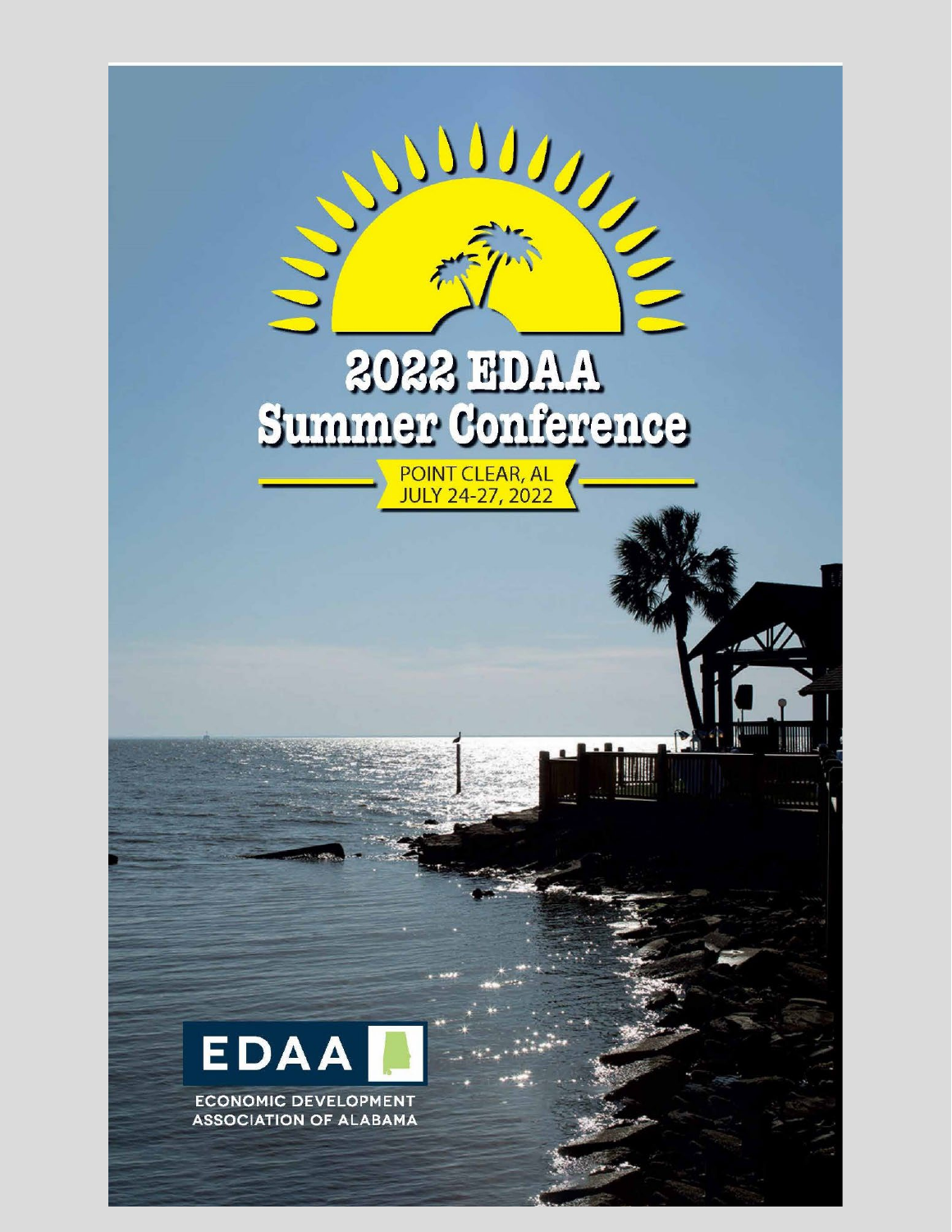# 2022 EDAA Summer Conference

POINT CLEAR, AL
JULY 24-27, 2022

EDAA

ECONOMIC DEVELOPMENT ASSOCIATION OF ALABAMA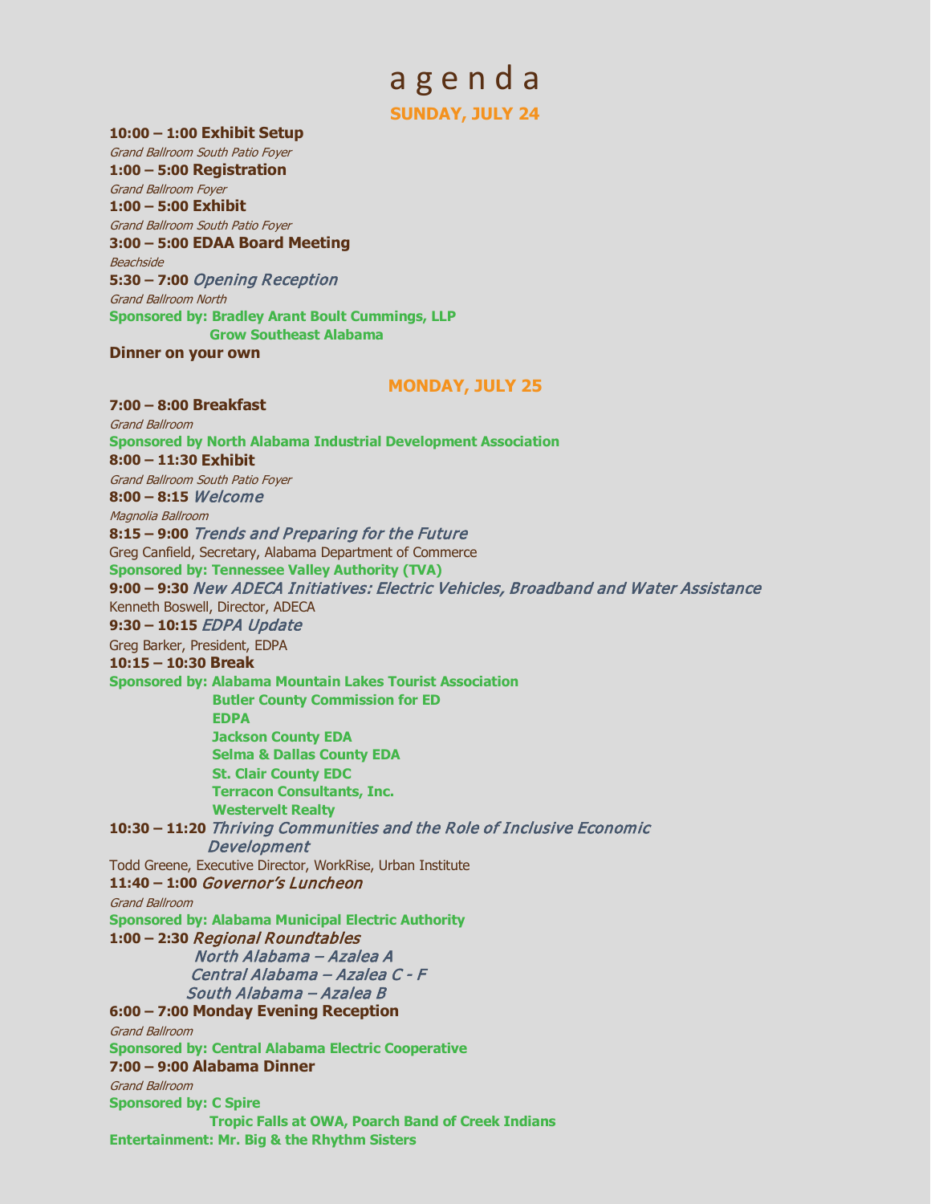# agenda

## SUNDAY, JULY 24

**10:00 – 1:00 Exhibit Setup**
*Grand Ballroom South Patio Foyer*

**1:00 – 5:00 Registration**
*Grand Ballroom Foyer*

**1:00 – 5:00 Exhibit**
*Grand Ballroom South Patio Foyer*

**3:00 – 5:00 EDAA Board Meeting**
*Beachside*

**5:30 – 7:00** *Opening Reception*
*Grand Ballroom North*
**Sponsored by: Bradley Arant Boult Cummings, LLP**
**Grow Southeast Alabama**

**Dinner on your own**

## MONDAY, JULY 25

**7:00 – 8:00 Breakfast**
*Grand Ballroom*
**Sponsored by North Alabama Industrial Development Association**

**8:00 – 11:30 Exhibit**
*Grand Ballroom South Patio Foyer*

**8:00 – 8:15** *Welcome*
*Magnolia Ballroom*

**8:15 – 9:00** *Trends and Preparing for the Future*
Greg Canfield, Secretary, Alabama Department of Commerce
**Sponsored by: Tennessee Valley Authority (TVA)**

**9:00 – 9:30** *New ADECA Initiatives: Electric Vehicles, Broadband and Water Assistance*
Kenneth Boswell, Director, ADECA

**9:30 – 10:15** *EDPA Update*
Greg Barker, President, EDPA

**10:15 – 10:30 Break**
**Sponsored by: Alabama Mountain Lakes Tourist Association**
**Butler County Commission for ED**
**EDPA**
**Jackson County EDA**
**Selma & Dallas County EDA**
**St. Clair County EDC**
**Terracon Consultants, Inc.**
**Westervelt Realty**

**10:30 – 11:20** *Thriving Communities and the Role of Inclusive Economic Development*
Todd Greene, Executive Director, WorkRise, Urban Institute

**11:40 – 1:00** *Governor's Luncheon*
*Grand Ballroom*
**Sponsored by: Alabama Municipal Electric Authority**

**1:00 – 2:30** *Regional Roundtables*
*North Alabama – Azalea A*
*Central Alabama – Azalea C - F*
*South Alabama – Azalea B*

**6:00 – 7:00 Monday Evening Reception**
*Grand Ballroom*
**Sponsored by: Central Alabama Electric Cooperative**

**7:00 – 9:00 Alabama Dinner**
*Grand Ballroom*
**Sponsored by: C Spire**
**Tropic Falls at OWA, Poarch Band of Creek Indians**
**Entertainment: Mr. Big & the Rhythm Sisters**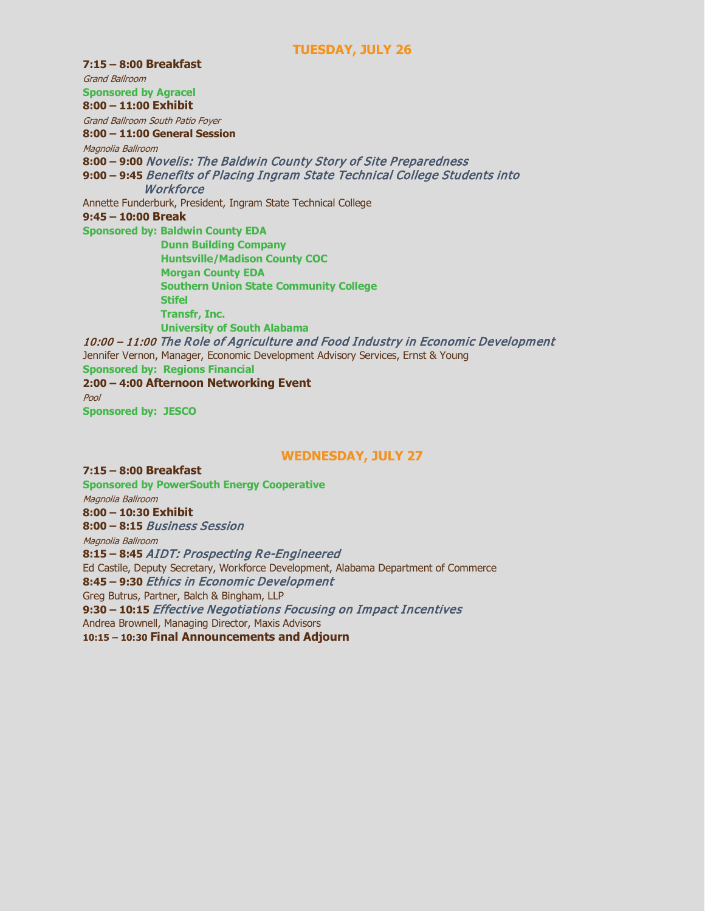## TUESDAY, JULY 26

**7:15 – 8:00 Breakfast**

*Grand Ballroom*

**Sponsored by Agracel**

**8:00 – 11:00 Exhibit**

*Grand Ballroom South Patio Foyer*

**8:00 – 11:00 General Session**

*Magnolia Ballroom*

**8:00 – 9:00** *Novelis: The Baldwin County Story of Site Preparedness*

**9:00 – 9:45** *Benefits of Placing Ingram State Technical College Students into Workforce*

Annette Funderburk, President, Ingram State Technical College

**9:45 – 10:00 Break**

**Sponsored by: Baldwin County EDA**
**Dunn Building Company**
**Huntsville/Madison County COC**
**Morgan County EDA**
**Southern Union State Community College**
**Stifel**
**Transfr, Inc.**
**University of South Alabama**

*10:00 – 11:00 The Role of Agriculture and Food Industry in Economic Development*

Jennifer Vernon, Manager, Economic Development Advisory Services, Ernst & Young

**Sponsored by: Regions Financial**

**2:00 – 4:00 Afternoon Networking Event**

*Pool*

**Sponsored by: JESCO**

## WEDNESDAY, JULY 27

**7:15 – 8:00 Breakfast**

**Sponsored by PowerSouth Energy Cooperative**

*Magnolia Ballroom*

**8:00 – 10:30 Exhibit**

**8:00 – 8:15** *Business Session*

*Magnolia Ballroom*

**8:15 – 8:45** *AIDT: Prospecting Re-Engineered*

Ed Castile, Deputy Secretary, Workforce Development, Alabama Department of Commerce

**8:45 – 9:30** *Ethics in Economic Development*

Greg Butrus, Partner, Balch & Bingham, LLP

**9:30 – 10:15** *Effective Negotiations Focusing on Impact Incentives*

Andrea Brownell, Managing Director, Maxis Advisors

**10:15 – 10:30 Final Announcements and Adjourn**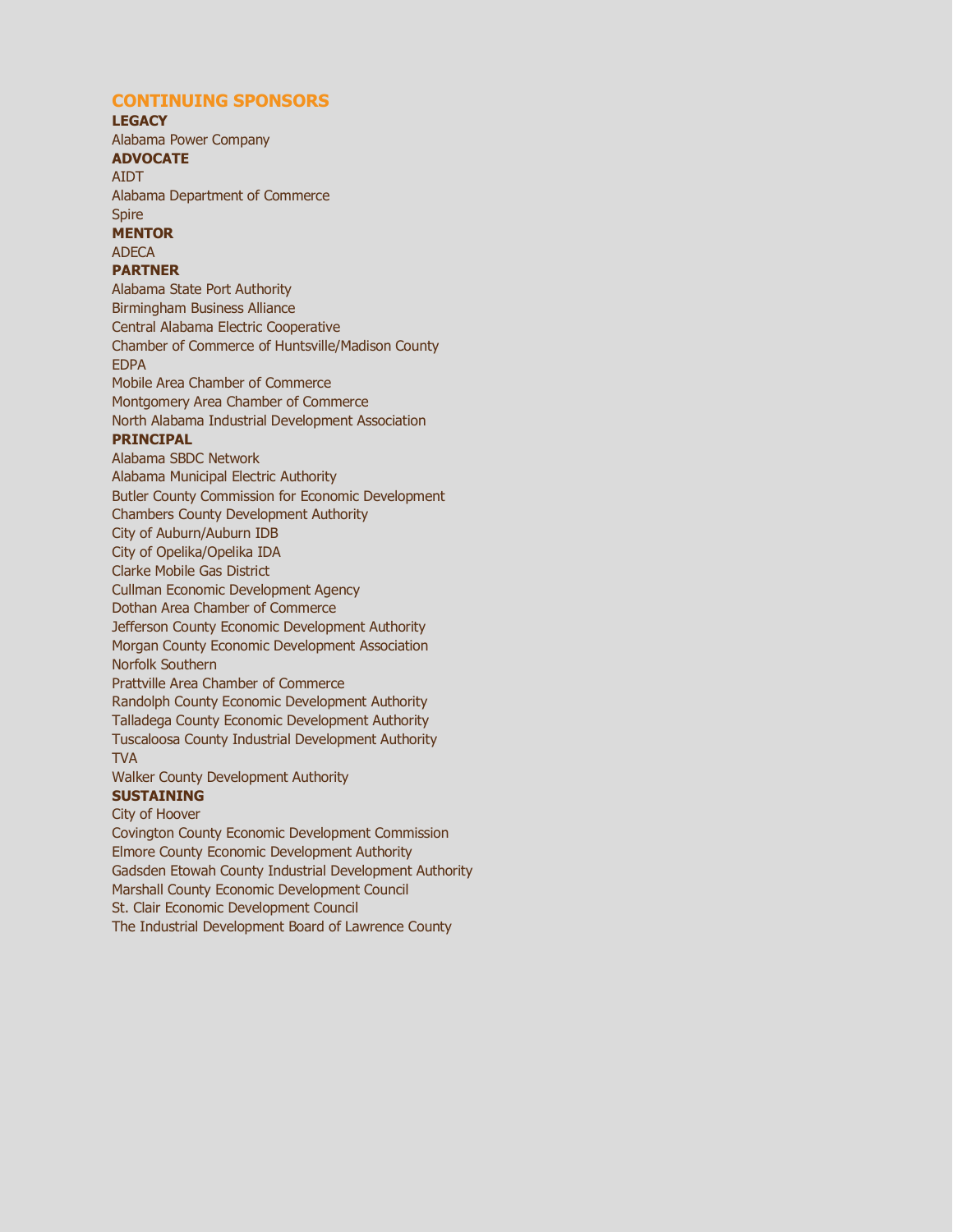## CONTINUING SPONSORS

**LEGACY**

Alabama Power Company

**ADVOCATE**

AIDT

Alabama Department of Commerce

Spire

**MENTOR**

ADECA

**PARTNER**

Alabama State Port Authority

Birmingham Business Alliance

Central Alabama Electric Cooperative

Chamber of Commerce of Huntsville/Madison County

EDPA

Mobile Area Chamber of Commerce

Montgomery Area Chamber of Commerce

North Alabama Industrial Development Association

**PRINCIPAL**

Alabama SBDC Network

Alabama Municipal Electric Authority

Butler County Commission for Economic Development

Chambers County Development Authority

City of Auburn/Auburn IDB

City of Opelika/Opelika IDA

Clarke Mobile Gas District

Cullman Economic Development Agency

Dothan Area Chamber of Commerce

Jefferson County Economic Development Authority

Morgan County Economic Development Association

Norfolk Southern

Prattville Area Chamber of Commerce

Randolph County Economic Development Authority

Talladega County Economic Development Authority

Tuscaloosa County Industrial Development Authority

TVA

Walker County Development Authority

**SUSTAINING**

City of Hoover

Covington County Economic Development Commission

Elmore County Economic Development Authority

Gadsden Etowah County Industrial Development Authority

Marshall County Economic Development Council

St. Clair Economic Development Council

The Industrial Development Board of Lawrence County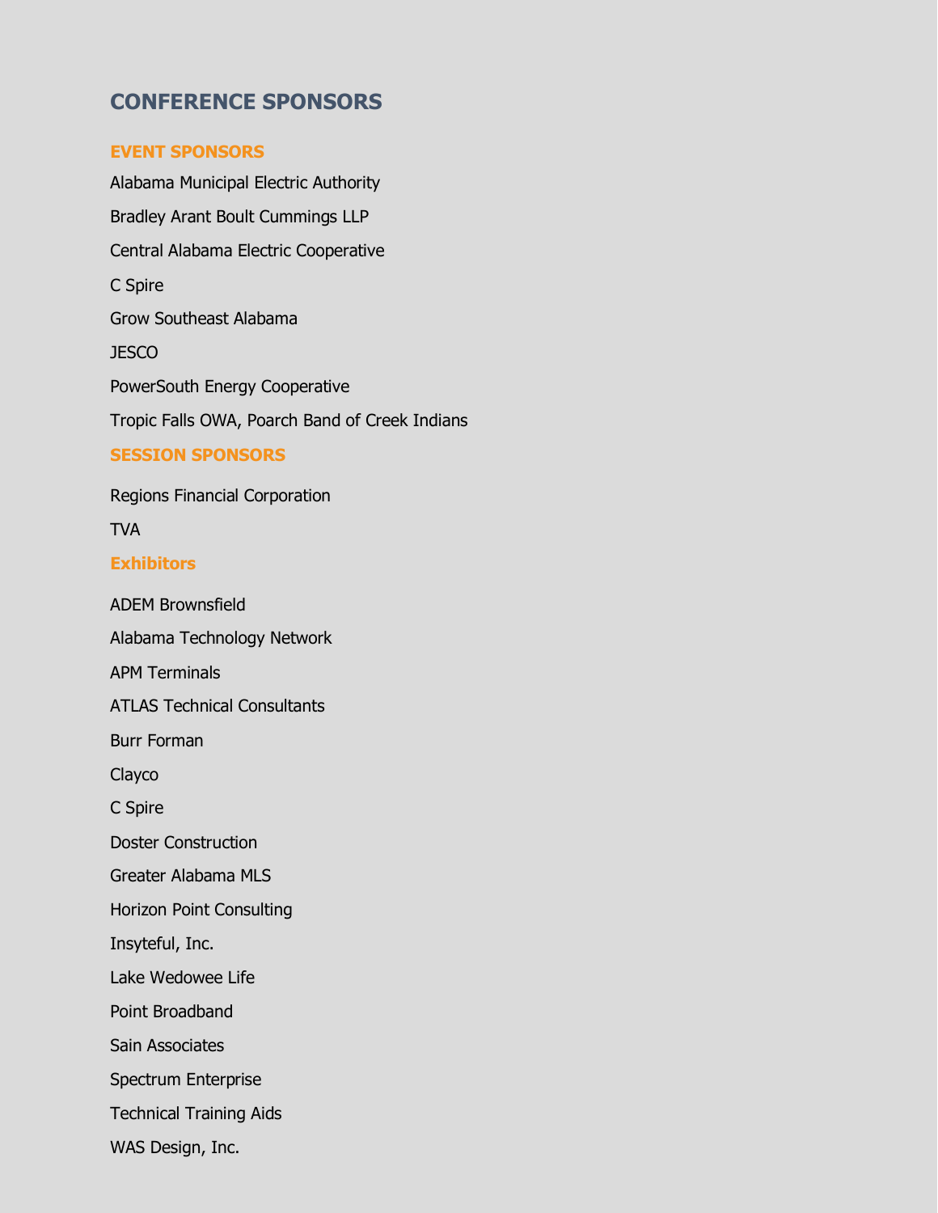# CONFERENCE SPONSORS

## EVENT SPONSORS

Alabama Municipal Electric Authority

Bradley Arant Boult Cummings LLP

Central Alabama Electric Cooperative

C Spire

Grow Southeast Alabama

JESCO

PowerSouth Energy Cooperative

Tropic Falls OWA, Poarch Band of Creek Indians

## SESSION SPONSORS

Regions Financial Corporation

TVA

## Exhibitors

ADEM Brownsfield

Alabama Technology Network

APM Terminals

ATLAS Technical Consultants

Burr Forman

Clayco

C Spire

Doster Construction

Greater Alabama MLS

Horizon Point Consulting

Insyteful, Inc.

Lake Wedowee Life

Point Broadband

Sain Associates

Spectrum Enterprise

Technical Training Aids

WAS Design, Inc.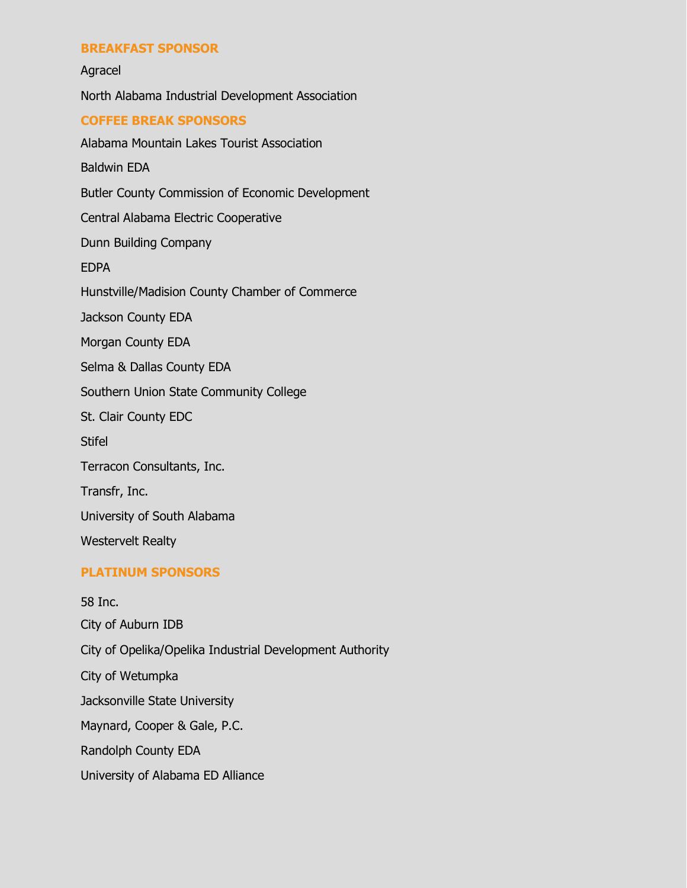## BREAKFAST SPONSOR

Agracel

North Alabama Industrial Development Association

## COFFEE BREAK SPONSORS

Alabama Mountain Lakes Tourist Association

Baldwin EDA

Butler County Commission of Economic Development

Central Alabama Electric Cooperative

Dunn Building Company

EDPA

Hunstville/Madision County Chamber of Commerce

Jackson County EDA

Morgan County EDA

Selma & Dallas County EDA

Southern Union State Community College

St. Clair County EDC

Stifel

Terracon Consultants, Inc.

Transfr, Inc.

University of South Alabama

Westervelt Realty

## PLATINUM SPONSORS

58 Inc.

City of Auburn IDB

City of Opelika/Opelika Industrial Development Authority

City of Wetumpka

Jacksonville State University

Maynard, Cooper & Gale, P.C.

Randolph County EDA

University of Alabama ED Alliance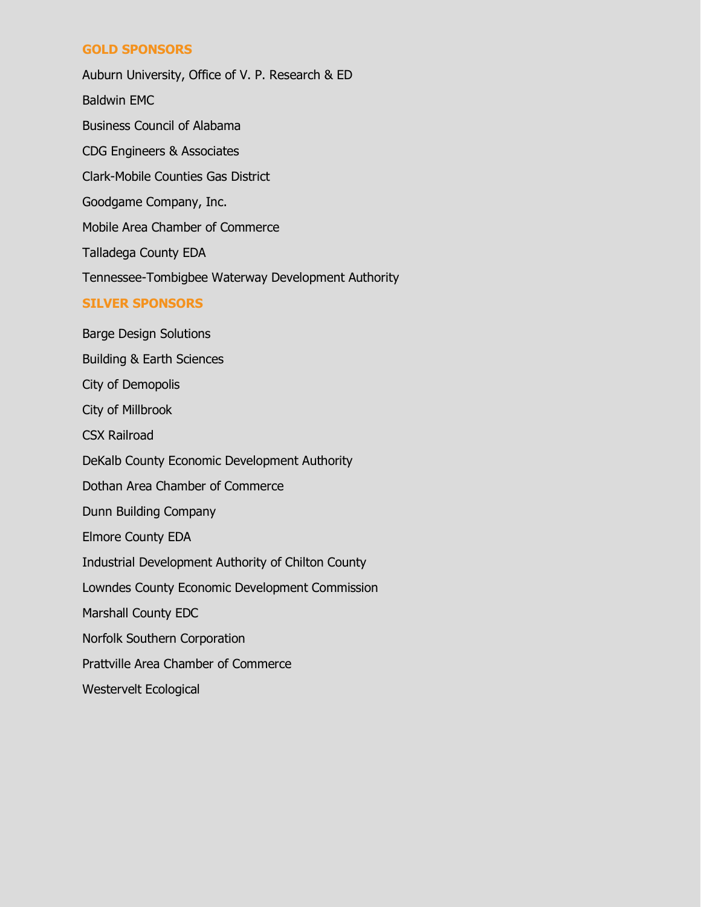## GOLD SPONSORS

Auburn University, Office of V. P. Research & ED

Baldwin EMC

Business Council of Alabama

CDG Engineers & Associates

Clark-Mobile Counties Gas District

Goodgame Company, Inc.

Mobile Area Chamber of Commerce

Talladega County EDA

Tennessee-Tombigbee Waterway Development Authority

## SILVER SPONSORS

Barge Design Solutions

Building & Earth Sciences

City of Demopolis

City of Millbrook

CSX Railroad

DeKalb County Economic Development Authority

Dothan Area Chamber of Commerce

Dunn Building Company

Elmore County EDA

Industrial Development Authority of Chilton County

Lowndes County Economic Development Commission

Marshall County EDC

Norfolk Southern Corporation

Prattville Area Chamber of Commerce

Westervelt Ecological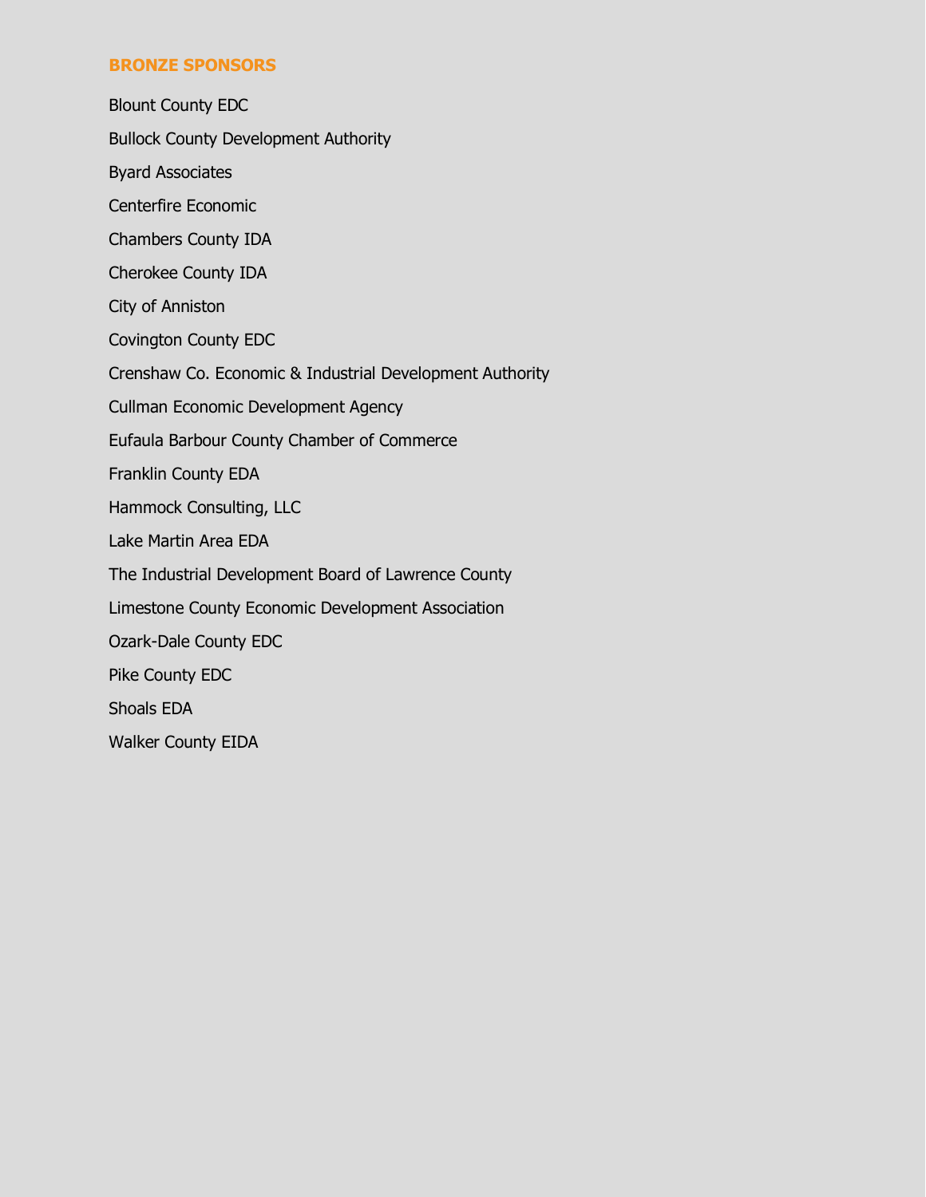### BRONZE SPONSORS

Blount County EDC

Bullock County Development Authority

Byard Associates

Centerfire Economic

Chambers County IDA

Cherokee County IDA

City of Anniston

Covington County EDC

Crenshaw Co. Economic & Industrial Development Authority

Cullman Economic Development Agency

Eufaula Barbour County Chamber of Commerce

Franklin County EDA

Hammock Consulting, LLC

Lake Martin Area EDA

The Industrial Development Board of Lawrence County

Limestone County Economic Development Association

Ozark-Dale County EDC

Pike County EDC

Shoals EDA

Walker County EIDA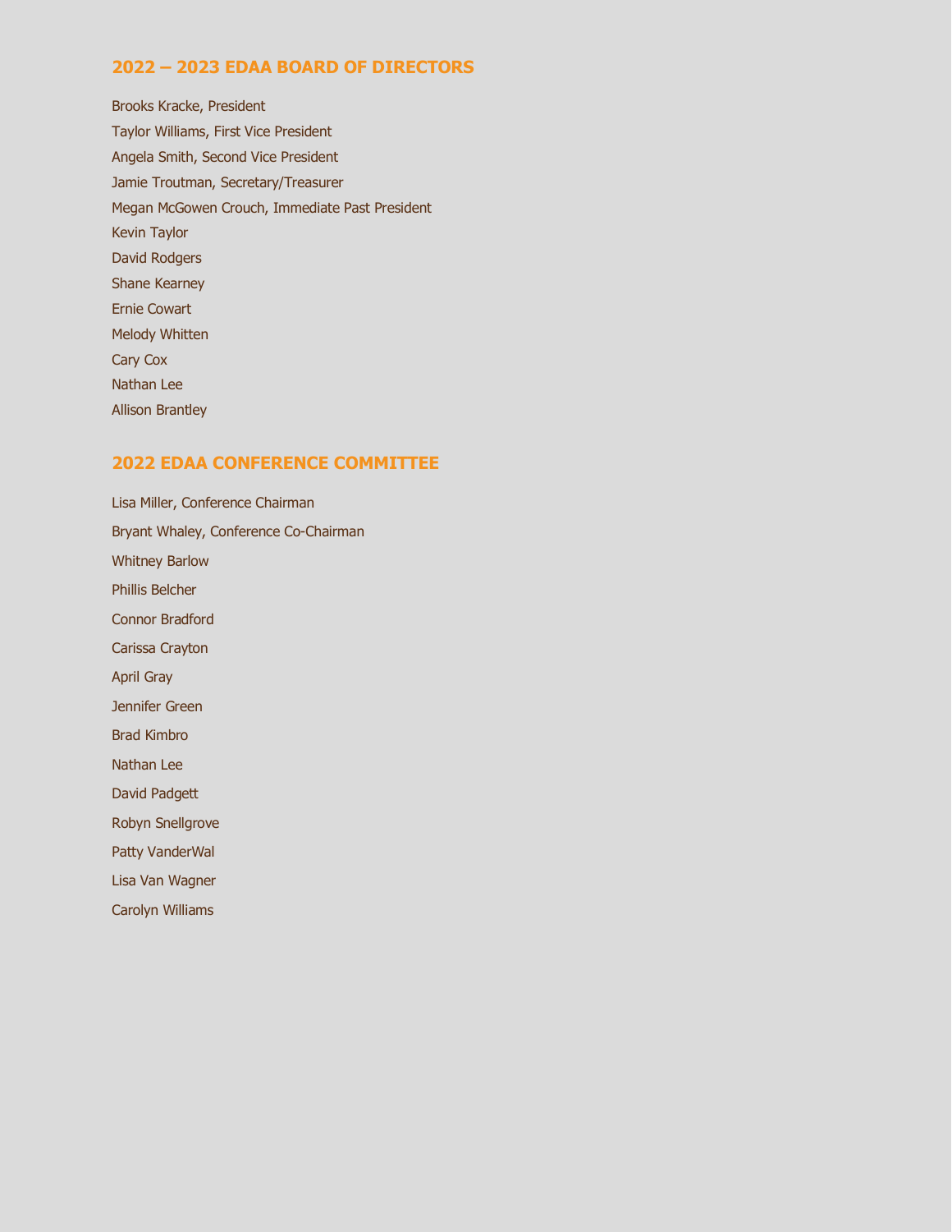## 2022 – 2023 EDAA BOARD OF DIRECTORS

Brooks Kracke, President

Taylor Williams, First Vice President

Angela Smith, Second Vice President

Jamie Troutman, Secretary/Treasurer

Megan McGowen Crouch, Immediate Past President

Kevin Taylor

David Rodgers

Shane Kearney

Ernie Cowart

Melody Whitten

Cary Cox

Nathan Lee

Allison Brantley

## 2022 EDAA CONFERENCE COMMITTEE

Lisa Miller, Conference Chairman

Bryant Whaley, Conference Co-Chairman

Whitney Barlow

Phillis Belcher

Connor Bradford

Carissa Crayton

April Gray

Jennifer Green

Brad Kimbro

Nathan Lee

David Padgett

Robyn Snellgrove

Patty VanderWal

Lisa Van Wagner

Carolyn Williams